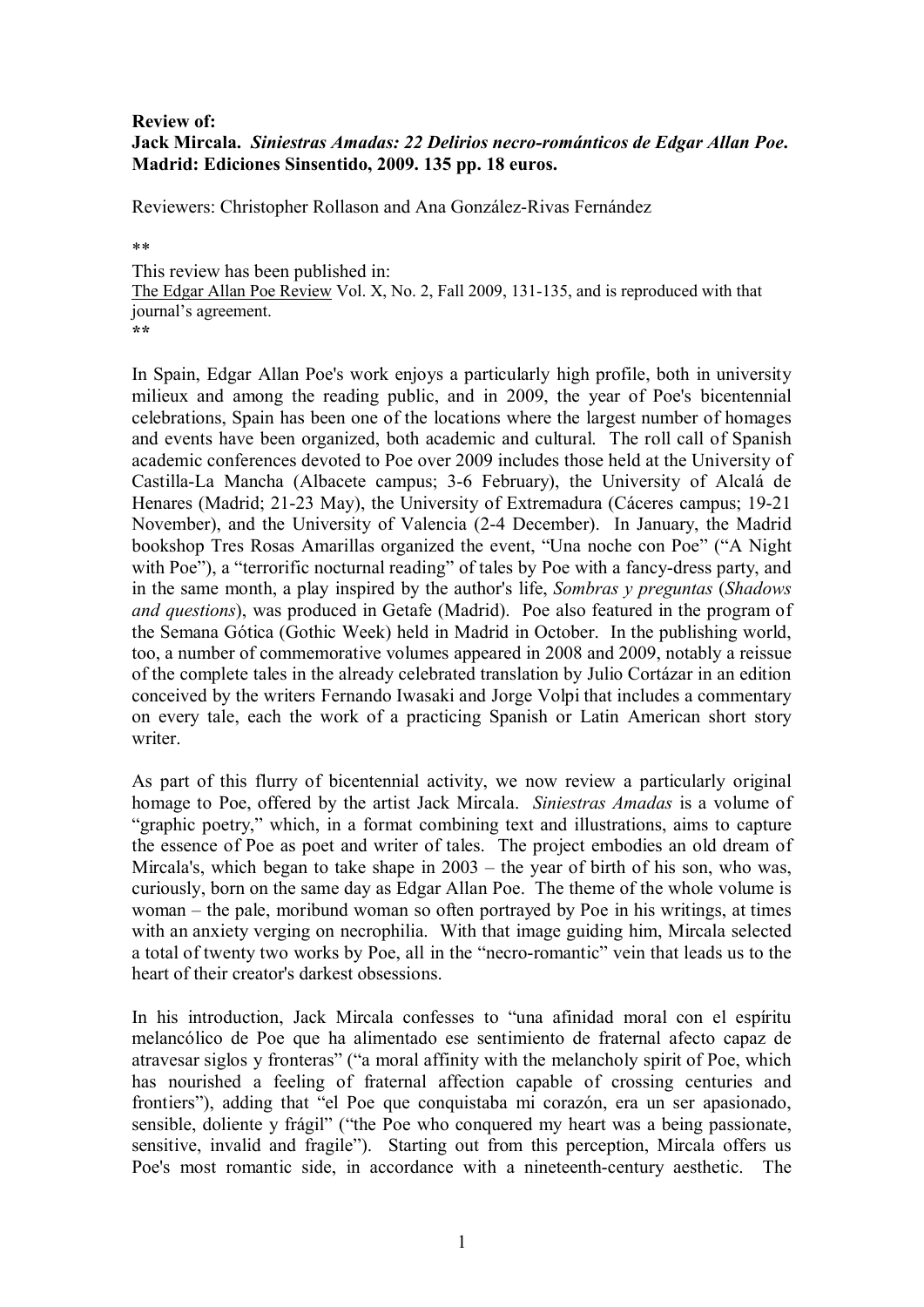**Review of:**
**Jack Mircala. *Siniestras Amadas: 22 Delirios necro-románticos de Edgar Allan Poe*. Madrid: Ediciones Sinsentido, 2009. 135 pp. 18 euros.**

Reviewers: Christopher Rollason and Ana González-Rivas Fernández

\*\*

This review has been published in:
The Edgar Allan Poe Review Vol. X, No. 2, Fall 2009, 131-135, and is reproduced with that journal's agreement.
**\*\***

In Spain, Edgar Allan Poe's work enjoys a particularly high profile, both in university milieux and among the reading public, and in 2009, the year of Poe's bicentennial celebrations, Spain has been one of the locations where the largest number of homages and events have been organized, both academic and cultural. The roll call of Spanish academic conferences devoted to Poe over 2009 includes those held at the University of Castilla-La Mancha (Albacete campus; 3-6 February), the University of Alcalá de Henares (Madrid; 21-23 May), the University of Extremadura (Cáceres campus; 19-21 November), and the University of Valencia (2-4 December). In January, the Madrid bookshop Tres Rosas Amarillas organized the event, "Una noche con Poe" ("A Night with Poe"), a "terrorific nocturnal reading" of tales by Poe with a fancy-dress party, and in the same month, a play inspired by the author's life, *Sombras y preguntas* (*Shadows and questions*), was produced in Getafe (Madrid). Poe also featured in the program of the Semana Gótica (Gothic Week) held in Madrid in October. In the publishing world, too, a number of commemorative volumes appeared in 2008 and 2009, notably a reissue of the complete tales in the already celebrated translation by Julio Cortázar in an edition conceived by the writers Fernando Iwasaki and Jorge Volpi that includes a commentary on every tale, each the work of a practicing Spanish or Latin American short story writer.

As part of this flurry of bicentennial activity, we now review a particularly original homage to Poe, offered by the artist Jack Mircala. *Siniestras Amadas* is a volume of "graphic poetry," which, in a format combining text and illustrations, aims to capture the essence of Poe as poet and writer of tales. The project embodies an old dream of Mircala's, which began to take shape in 2003 – the year of birth of his son, who was, curiously, born on the same day as Edgar Allan Poe. The theme of the whole volume is woman – the pale, moribund woman so often portrayed by Poe in his writings, at times with an anxiety verging on necrophilia. With that image guiding him, Mircala selected a total of twenty two works by Poe, all in the "necro-romantic" vein that leads us to the heart of their creator's darkest obsessions.

In his introduction, Jack Mircala confesses to "una afinidad moral con el espíritu melancólico de Poe que ha alimentado ese sentimiento de fraternal afecto capaz de atravesar siglos y fronteras" ("a moral affinity with the melancholy spirit of Poe, which has nourished a feeling of fraternal affection capable of crossing centuries and frontiers"), adding that "el Poe que conquistaba mi corazón, era un ser apasionado, sensible, doliente y frágil" ("the Poe who conquered my heart was a being passionate, sensitive, invalid and fragile"). Starting out from this perception, Mircala offers us Poe's most romantic side, in accordance with a nineteenth-century aesthetic. The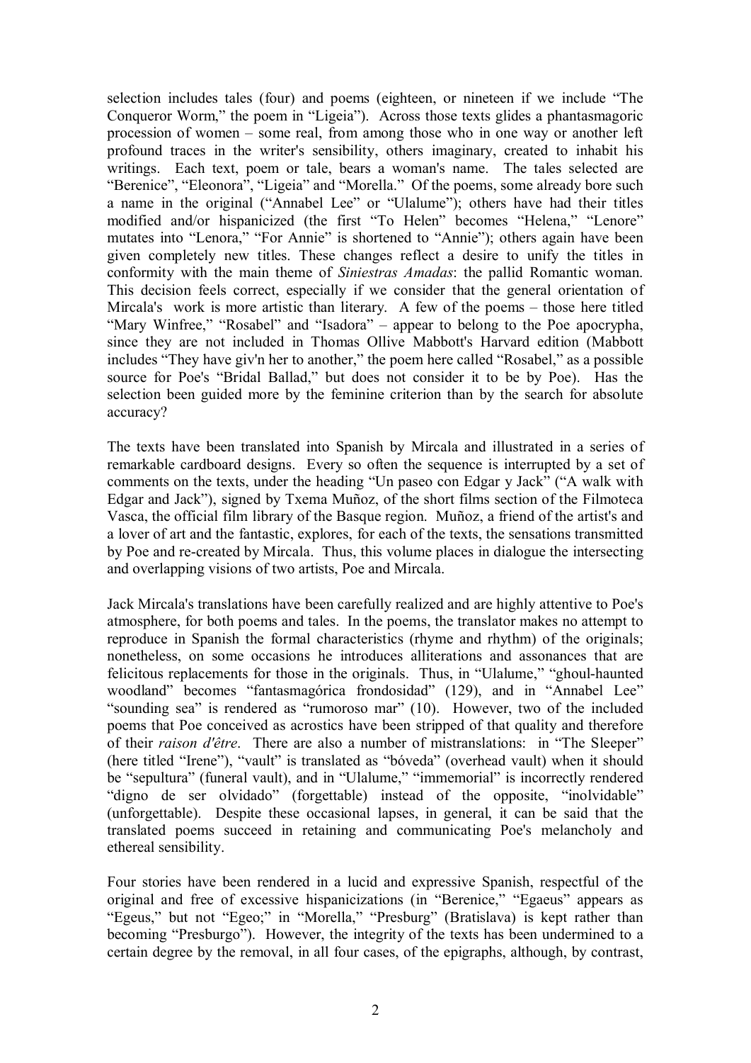selection includes tales (four) and poems (eighteen, or nineteen if we include "The Conqueror Worm," the poem in "Ligeia"). Across those texts glides a phantasmagoric procession of women – some real, from among those who in one way or another left profound traces in the writer's sensibility, others imaginary, created to inhabit his writings. Each text, poem or tale, bears a woman's name. The tales selected are "Berenice", "Eleonora", "Ligeia" and "Morella." Of the poems, some already bore such a name in the original ("Annabel Lee" or "Ulalume"); others have had their titles modified and/or hispanicized (the first "To Helen" becomes "Helena," "Lenore" mutates into "Lenora," "For Annie" is shortened to "Annie"); others again have been given completely new titles. These changes reflect a desire to unify the titles in conformity with the main theme of *Siniestras Amadas*: the pallid Romantic woman. This decision feels correct, especially if we consider that the general orientation of Mircala's work is more artistic than literary. A few of the poems – those here titled "Mary Winfree," "Rosabel" and "Isadora" – appear to belong to the Poe apocrypha, since they are not included in Thomas Ollive Mabbott's Harvard edition (Mabbott includes "They have giv'n her to another," the poem here called "Rosabel," as a possible source for Poe's "Bridal Ballad," but does not consider it to be by Poe). Has the selection been guided more by the feminine criterion than by the search for absolute accuracy?

The texts have been translated into Spanish by Mircala and illustrated in a series of remarkable cardboard designs. Every so often the sequence is interrupted by a set of comments on the texts, under the heading "Un paseo con Edgar y Jack" ("A walk with Edgar and Jack"), signed by Txema Muñoz, of the short films section of the Filmoteca Vasca, the official film library of the Basque region. Muñoz, a friend of the artist's and a lover of art and the fantastic, explores, for each of the texts, the sensations transmitted by Poe and re-created by Mircala. Thus, this volume places in dialogue the intersecting and overlapping visions of two artists, Poe and Mircala.

Jack Mircala's translations have been carefully realized and are highly attentive to Poe's atmosphere, for both poems and tales. In the poems, the translator makes no attempt to reproduce in Spanish the formal characteristics (rhyme and rhythm) of the originals; nonetheless, on some occasions he introduces alliterations and assonances that are felicitous replacements for those in the originals. Thus, in "Ulalume," "ghoul-haunted woodland" becomes "fantasmagórica frondosidad" (129), and in "Annabel Lee" "sounding sea" is rendered as "rumoroso mar" (10). However, two of the included poems that Poe conceived as acrostics have been stripped of that quality and therefore of their *raison d'être*. There are also a number of mistranslations: in "The Sleeper" (here titled "Irene"), "vault" is translated as "bóveda" (overhead vault) when it should be "sepultura" (funeral vault), and in "Ulalume," "immemorial" is incorrectly rendered "digno de ser olvidado" (forgettable) instead of the opposite, "inolvidable" (unforgettable). Despite these occasional lapses, in general, it can be said that the translated poems succeed in retaining and communicating Poe's melancholy and ethereal sensibility.

Four stories have been rendered in a lucid and expressive Spanish, respectful of the original and free of excessive hispanicizations (in "Berenice," "Egaeus" appears as "Egeus," but not "Egeo;" in "Morella," "Presburg" (Bratislava) is kept rather than becoming "Presburgo"). However, the integrity of the texts has been undermined to a certain degree by the removal, in all four cases, of the epigraphs, although, by contrast,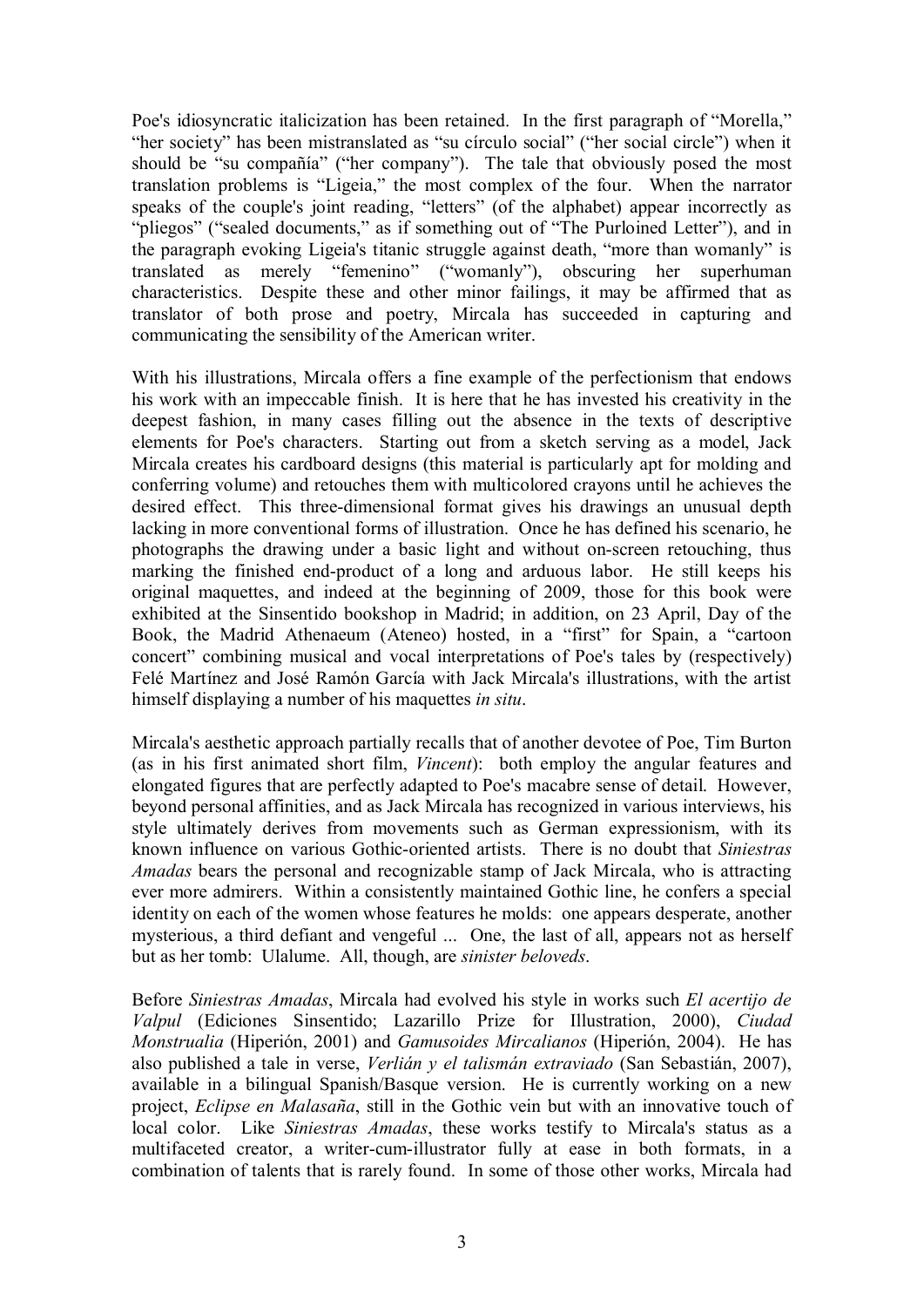Poe's idiosyncratic italicization has been retained. In the first paragraph of "Morella," "her society" has been mistranslated as "su círculo social" ("her social circle") when it should be "su compañía" ("her company"). The tale that obviously posed the most translation problems is "Ligeia," the most complex of the four. When the narrator speaks of the couple's joint reading, "letters" (of the alphabet) appear incorrectly as "pliegos" ("sealed documents," as if something out of "The Purloined Letter"), and in the paragraph evoking Ligeia's titanic struggle against death, "more than womanly" is translated as merely "femenino" ("womanly"), obscuring her superhuman characteristics. Despite these and other minor failings, it may be affirmed that as translator of both prose and poetry, Mircala has succeeded in capturing and communicating the sensibility of the American writer.

With his illustrations, Mircala offers a fine example of the perfectionism that endows his work with an impeccable finish. It is here that he has invested his creativity in the deepest fashion, in many cases filling out the absence in the texts of descriptive elements for Poe's characters. Starting out from a sketch serving as a model, Jack Mircala creates his cardboard designs (this material is particularly apt for molding and conferring volume) and retouches them with multicolored crayons until he achieves the desired effect. This three-dimensional format gives his drawings an unusual depth lacking in more conventional forms of illustration. Once he has defined his scenario, he photographs the drawing under a basic light and without on-screen retouching, thus marking the finished end-product of a long and arduous labor. He still keeps his original maquettes, and indeed at the beginning of 2009, those for this book were exhibited at the Sinsentido bookshop in Madrid; in addition, on 23 April, Day of the Book, the Madrid Athenaeum (Ateneo) hosted, in a "first" for Spain, a "cartoon concert" combining musical and vocal interpretations of Poe's tales by (respectively) Felé Martínez and José Ramón García with Jack Mircala's illustrations, with the artist himself displaying a number of his maquettes *in situ*.

Mircala's aesthetic approach partially recalls that of another devotee of Poe, Tim Burton (as in his first animated short film, *Vincent*): both employ the angular features and elongated figures that are perfectly adapted to Poe's macabre sense of detail. However, beyond personal affinities, and as Jack Mircala has recognized in various interviews, his style ultimately derives from movements such as German expressionism, with its known influence on various Gothic-oriented artists. There is no doubt that *Siniestras Amadas* bears the personal and recognizable stamp of Jack Mircala, who is attracting ever more admirers. Within a consistently maintained Gothic line, he confers a special identity on each of the women whose features he molds: one appears desperate, another mysterious, a third defiant and vengeful ... One, the last of all, appears not as herself but as her tomb: Ulalume. All, though, are *sinister beloveds*.

Before *Siniestras Amadas*, Mircala had evolved his style in works such *El acertijo de Valpul* (Ediciones Sinsentido; Lazarillo Prize for Illustration, 2000), *Ciudad Monstrualia* (Hiperión, 2001) and *Gamusoides Mircalianos* (Hiperión, 2004). He has also published a tale in verse, *Verlián y el talismán extraviado* (San Sebastián, 2007), available in a bilingual Spanish/Basque version. He is currently working on a new project, *Eclipse en Malasaña*, still in the Gothic vein but with an innovative touch of local color. Like *Siniestras Amadas*, these works testify to Mircala's status as a multifaceted creator, a writer-cum-illustrator fully at ease in both formats, in a combination of talents that is rarely found. In some of those other works, Mircala had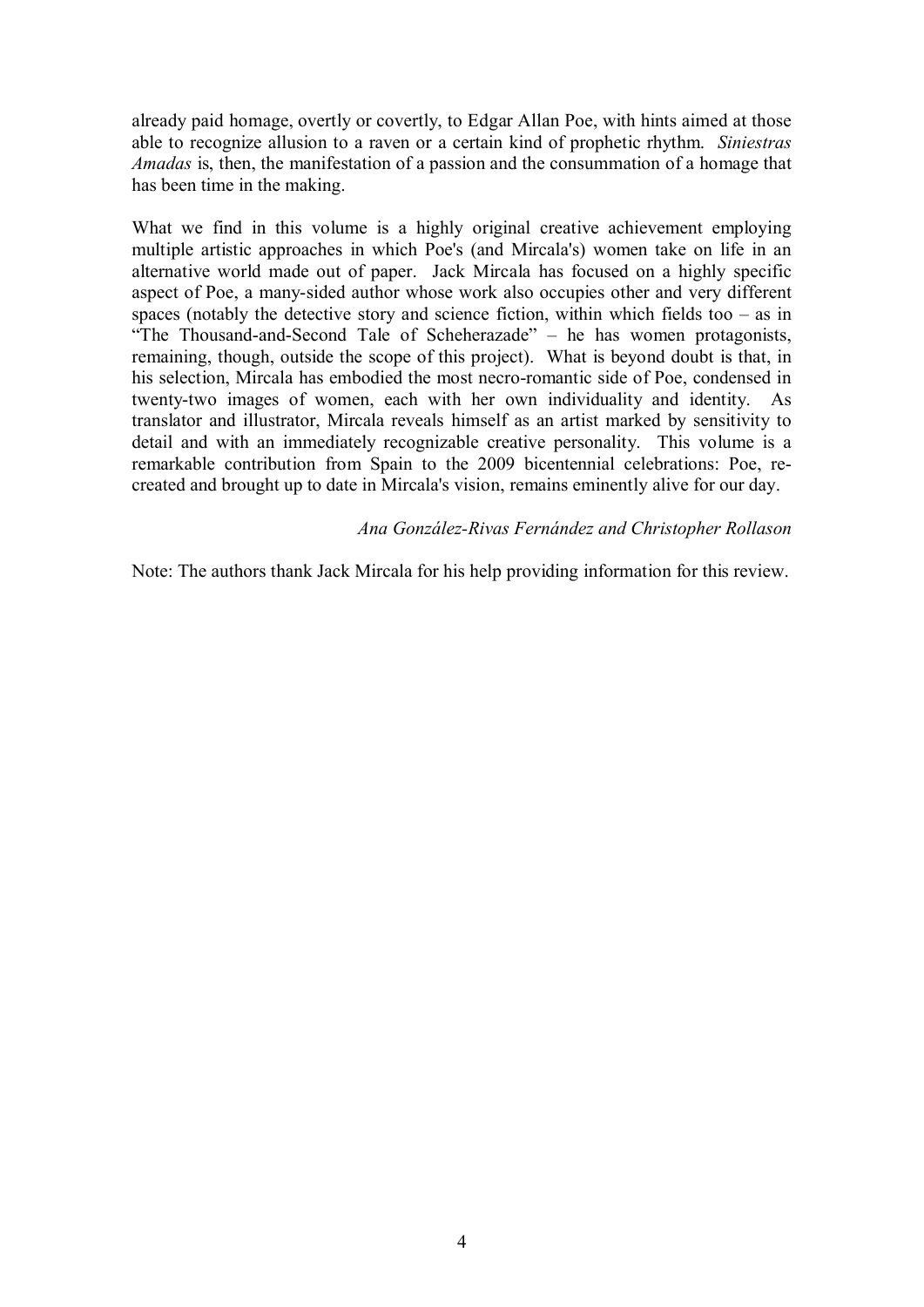already paid homage, overtly or covertly, to Edgar Allan Poe, with hints aimed at those able to recognize allusion to a raven or a certain kind of prophetic rhythm. *Siniestras Amadas* is, then, the manifestation of a passion and the consummation of a homage that has been time in the making.

What we find in this volume is a highly original creative achievement employing multiple artistic approaches in which Poe's (and Mircala's) women take on life in an alternative world made out of paper. Jack Mircala has focused on a highly specific aspect of Poe, a many-sided author whose work also occupies other and very different spaces (notably the detective story and science fiction, within which fields too – as in "The Thousand-and-Second Tale of Scheherazade" – he has women protagonists, remaining, though, outside the scope of this project). What is beyond doubt is that, in his selection, Mircala has embodied the most necro-romantic side of Poe, condensed in twenty-two images of women, each with her own individuality and identity. As translator and illustrator, Mircala reveals himself as an artist marked by sensitivity to detail and with an immediately recognizable creative personality. This volume is a remarkable contribution from Spain to the 2009 bicentennial celebrations: Poe, re-created and brought up to date in Mircala's vision, remains eminently alive for our day.

*Ana González-Rivas Fernández and Christopher Rollason*

Note: The authors thank Jack Mircala for his help providing information for this review.